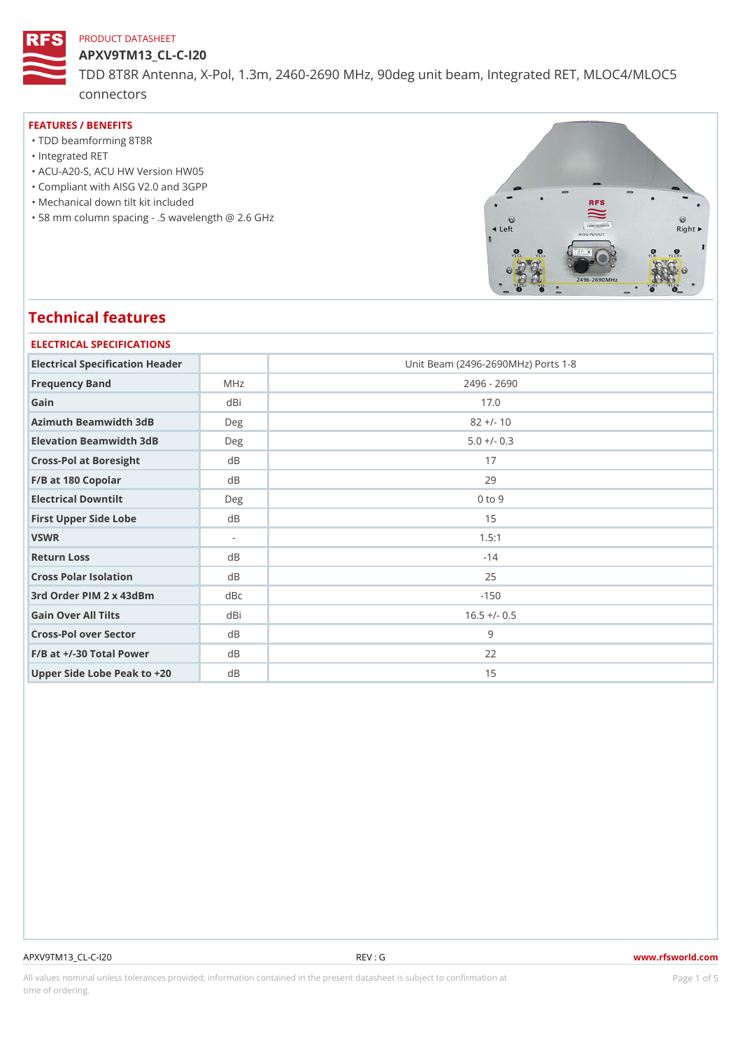PRODUCT DATASHEET

# APXV9TM13_CL-C-I20

TDD 8T8R Antenna, X-Pol, 1.3m, 2460-2690 MHz, 90deg unit beam, Integrated RET, MLOC4/MLOC5 connectors

## FEATURES / BENEFITS

- TDD beamforming 8T8R
- Integrated RET
- ACU-A20-S, ACU HW Version HW05
- Compliant with AISG V2.0 and 3GPP
- Mechanical down tilt kit included
- 58 mm column spacing - .5 wavelength @ 2.6 GHz

## Technical features

### ELECTRICAL SPECIFICATIONS

| Electrical Specification Header | | Unit Beam (2496-2690MHz) Ports 1-8 |
|---|---|---|
| Frequency Band | MHz | 2496 - 2690 |
| Gain | dBi | 17.0 |
| Azimuth Beamwidth 3dB | Deg | 82 +/- 10 |
| Elevation Beamwidth 3dB | Deg | 5.0 +/- 0.3 |
| Cross-Pol at Boresight | dB | 17 |
| F/B at 180 Copolar | dB | 29 |
| Electrical Downtilt | Deg | 0 to 9 |
| First Upper Side Lobe | dB | 15 |
| VSWR | - | 1.5:1 |
| Return Loss | dB | -14 |
| Cross Polar Isolation | dB | 25 |
| 3rd Order PIM 2 x 43dBm | dBc | -150 |
| Gain Over All Tilts | dBi | 16.5 +/- 0.5 |
| Cross-Pol over Sector | dB | 9 |
| F/B at +/-30 Total Power | dB | 22 |
| Upper Side Lobe Peak to +20 | dB | 15 |

APXV9TM13_CL-C-I20 REV : G www.rfsworld.com

All values nominal unless tolerances provided; information contained in the present datasheet is subject to confirmation at time of ordering.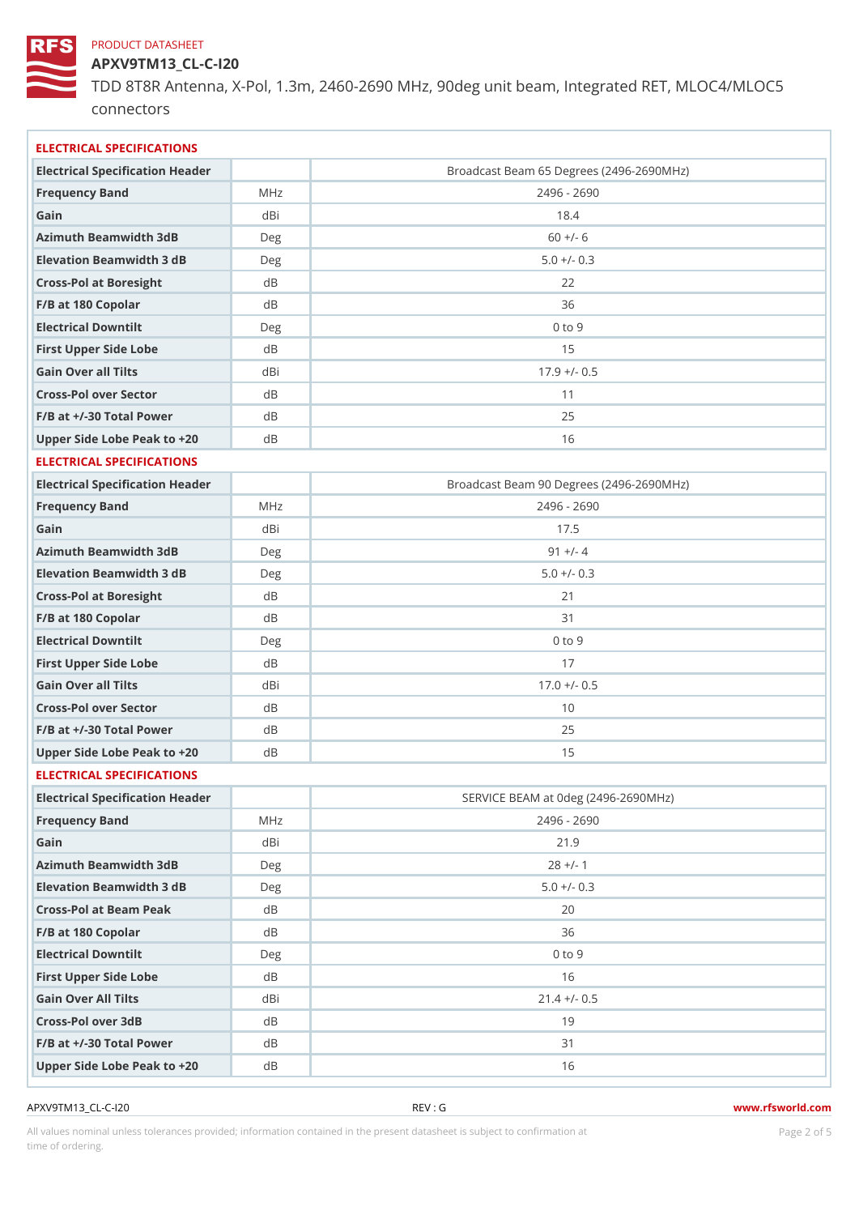PRODUCT DATASHEET

# APXV9TM13_CL-C-I20

TDD 8T8R Antenna, X-Pol, 1.3m, 2460-2690 MHz, 90deg unit beam, Integrated RET, MLOC4/MLOC5 connectors

## ELECTRICAL SPECIFICATIONS

| Electrical Specification Header | | Broadcast Beam 65 Degrees (2496-2690MHz) |
|---|---|---|
| Frequency Band | MHz | 2496 - 2690 |
| Gain | dBi | 18.4 |
| Azimuth Beamwidth 3dB | Deg | 60 +/- 6 |
| Elevation Beamwidth 3 dB | Deg | 5.0 +/- 0.3 |
| Cross-Pol at Boresight | dB | 22 |
| F/B at 180 Copolar | dB | 36 |
| Electrical Downtilt | Deg | 0 to 9 |
| First Upper Side Lobe | dB | 15 |
| Gain Over all Tilts | dBi | 17.9 +/- 0.5 |
| Cross-Pol over Sector | dB | 11 |
| F/B at +/-30 Total Power | dB | 25 |
| Upper Side Lobe Peak to +20 | dB | 16 |

## ELECTRICAL SPECIFICATIONS

| Electrical Specification Header | | Broadcast Beam 90 Degrees (2496-2690MHz) |
|---|---|---|
| Frequency Band | MHz | 2496 - 2690 |
| Gain | dBi | 17.5 |
| Azimuth Beamwidth 3dB | Deg | 91 +/- 4 |
| Elevation Beamwidth 3 dB | Deg | 5.0 +/- 0.3 |
| Cross-Pol at Boresight | dB | 21 |
| F/B at 180 Copolar | dB | 31 |
| Electrical Downtilt | Deg | 0 to 9 |
| First Upper Side Lobe | dB | 17 |
| Gain Over all Tilts | dBi | 17.0 +/- 0.5 |
| Cross-Pol over Sector | dB | 10 |
| F/B at +/-30 Total Power | dB | 25 |
| Upper Side Lobe Peak to +20 | dB | 15 |

## ELECTRICAL SPECIFICATIONS

| Electrical Specification Header | | SERVICE BEAM at 0deg (2496-2690MHz) |
|---|---|---|
| Frequency Band | MHz | 2496 - 2690 |
| Gain | dBi | 21.9 |
| Azimuth Beamwidth 3dB | Deg | 28 +/- 1 |
| Elevation Beamwidth 3 dB | Deg | 5.0 +/- 0.3 |
| Cross-Pol at Beam Peak | dB | 20 |
| F/B at 180 Copolar | dB | 36 |
| Electrical Downtilt | Deg | 0 to 9 |
| First Upper Side Lobe | dB | 16 |
| Gain Over All Tilts | dBi | 21.4 +/- 0.5 |
| Cross-Pol over 3dB | dB | 19 |
| F/B at +/-30 Total Power | dB | 31 |
| Upper Side Lobe Peak to +20 | dB | 16 |

All values nominal unless tolerances provided; information contained in the present datasheet is subject to confirmation at time of ordering.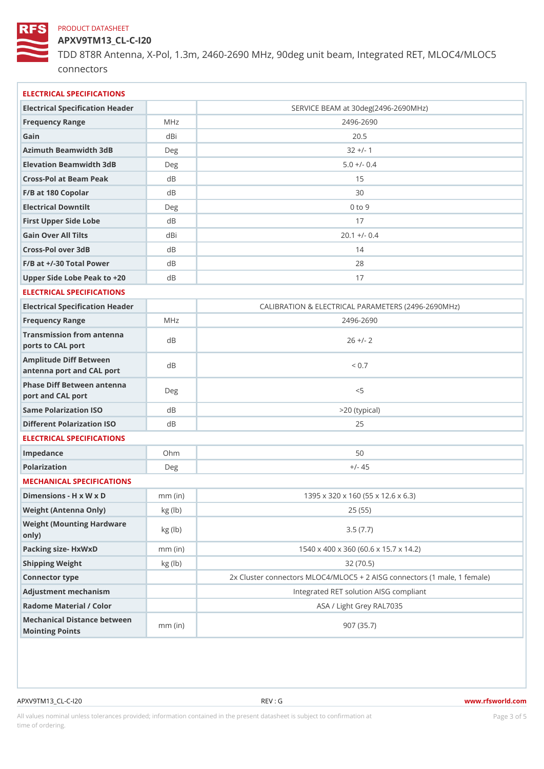PRODUCT DATASHEET

# APXV9TM13_CL-C-I20

TDD 8T8R Antenna, X-Pol, 1.3m, 2460-2690 MHz, 90deg unit beam, Integrated RET, MLOC4/MLOC5 connectors

## ELECTRICAL SPECIFICATIONS

| Electrical Specification Header | | SERVICE BEAM at 30deg(2496-2690MHz) |
|---|---|---|
| Frequency Range | MHz | 2496-2690 |
| Gain | dBi | 20.5 |
| Azimuth Beamwidth 3dB | Deg | 32 +/- 1 |
| Elevation Beamwidth 3dB | Deg | 5.0 +/- 0.4 |
| Cross-Pol at Beam Peak | dB | 15 |
| F/B at 180 Copolar | dB | 30 |
| Electrical Downtilt | Deg | 0 to 9 |
| First Upper Side Lobe | dB | 17 |
| Gain Over All Tilts | dBi | 20.1 +/- 0.4 |
| Cross-Pol over 3dB | dB | 14 |
| F/B at +/-30 Total Power | dB | 28 |
| Upper Side Lobe Peak to +20 | dB | 17 |

## ELECTRICAL SPECIFICATIONS

| Electrical Specification Header | | CALIBRATION & ELECTRICAL PARAMETERS (2496-2690MHz) |
|---|---|---|
| Frequency Range | MHz | 2496-2690 |
| Transmission from antenna ports to CAL port | dB | 26 +/- 2 |
| Amplitude Diff Between antenna port and CAL port | dB | < 0.7 |
| Phase Diff Between antenna port and CAL port | Deg | <5 |
| Same Polarization ISO | dB | >20 (typical) |
| Different Polarization ISO | dB | 25 |

## ELECTRICAL SPECIFICATIONS

| | | |
|---|---|---|
| Impedance | Ohm | 50 |
| Polarization | Deg | +/- 45 |

## MECHANICAL SPECIFICATIONS

| | | |
|---|---|---|
| Dimensions - H x W x D | mm (in) | 1395 x 320 x 160 (55 x 12.6 x 6.3) |
| Weight (Antenna Only) | kg (lb) | 25 (55) |
| Weight (Mounting Hardware only) | kg (lb) | 3.5 (7.7) |
| Packing size- HxWxD | mm (in) | 1540 x 400 x 360 (60.6 x 15.7 x 14.2) |
| Shipping Weight | kg (lb) | 32 (70.5) |
| Connector type | | 2x Cluster connectors MLOC4/MLOC5 + 2 AISG connectors (1 male, 1 female) |
| Adjustment mechanism | | Integrated RET solution AISG compliant |
| Radome Material / Color | | ASA / Light Grey RAL7035 |
| Mechanical Distance between Mointing Points | mm (in) | 907 (35.7) |

REV : G

All values nominal unless tolerances provided; information contained in the present datasheet is subject to confirmation at time of ordering.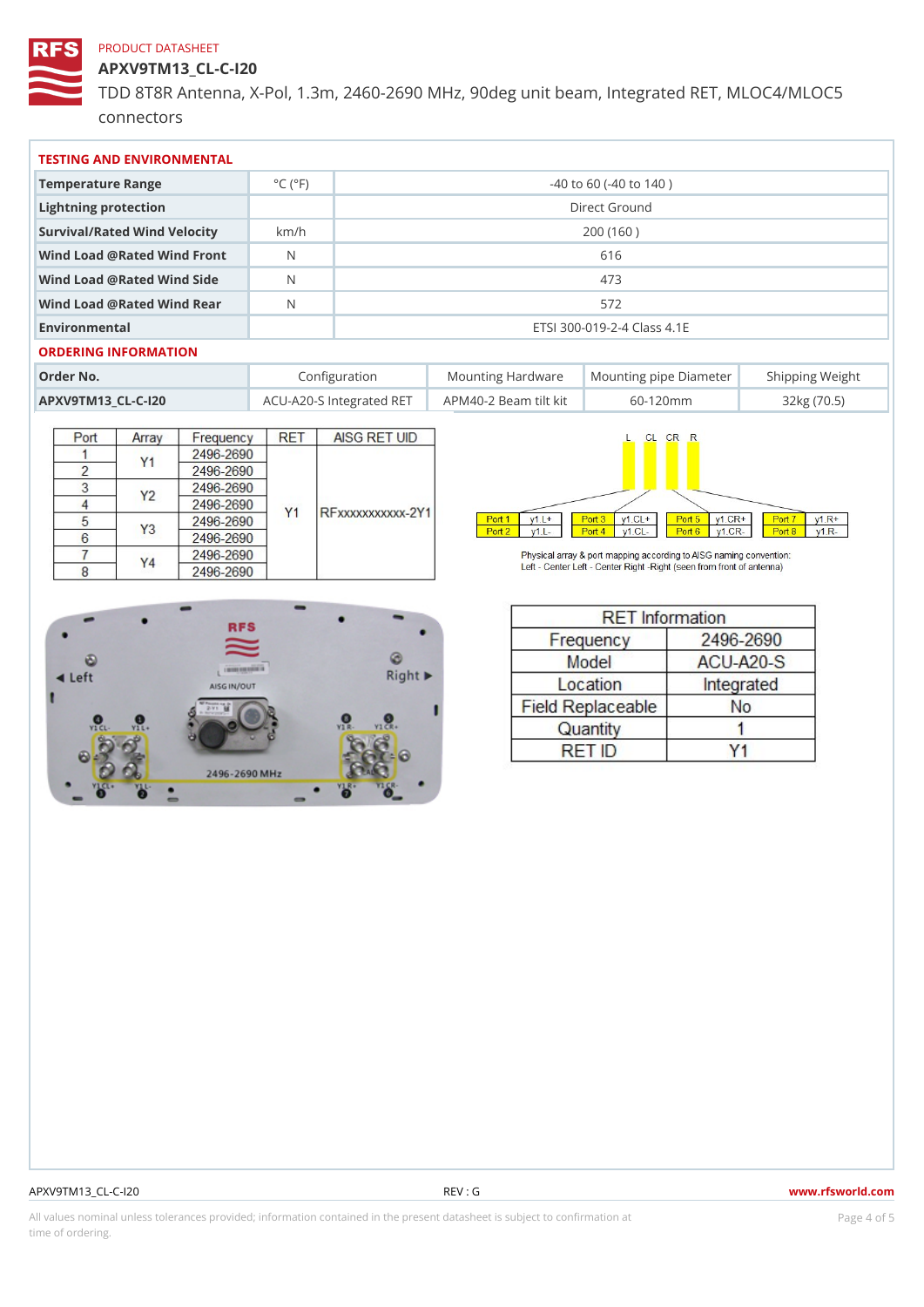PRODUCT DATASHEET

# APXV9TM13_CL-C-I20

TDD 8T8R Antenna, X-Pol, 1.3m, 2460-2690 MHz, 90deg unit beam, Integrated RET, MLOC4/MLOC5 connectors

## TESTING AND ENVIRONMENTAL

| | | |
|---|---|---|
| Temperature Range | °C (°F) | -40 to 60 (-40 to 140 ) |
| Lightning protection | | Direct Ground |
| Survival/Rated Wind Velocity | km/h | 200 (160 ) |
| Wind Load @Rated Wind Front | N | 616 |
| Wind Load @Rated Wind Side | N | 473 |
| Wind Load @Rated Wind Rear | N | 572 |
| Environmental | | ETSI 300-019-2-4 Class 4.1E |

## ORDERING INFORMATION

| Order No. | Configuration | Mounting Hardware | Mounting pipe Diameter | Shipping Weight |
|---|---|---|---|---|
| APXV9TM13_CL-C-I20 | ACU-A20-S Integrated RET | APM40-2 Beam tilt kit | 60-120mm | 32kg (70.5) |

| Port | Array | Frequency | RET | AISG RET UID |
|---|---|---|---|---|
| 1 | Y1 | 2496-2690 | Y1 | RFxxxxxxxxxxx-2Y1 |
| 2 | | 2496-2690 | | |
| 3 | Y2 | 2496-2690 | | |
| 4 | | 2496-2690 | | |
| 5 | Y3 | 2496-2690 | | |
| 6 | | 2496-2690 | | |
| 7 | Y4 | 2496-2690 | | |
| 8 | | 2496-2690 | | |

L CL CR R

| Port 1 | y1.L+ | Port 3 | y1.CL+ | Port 5 | y1.CR+ | Port 7 | y1.R+ |
|---|---|---|---|---|---|---|---|
| Port 2 | y1.L- | Port 4 | y1.CL- | Port 6 | y1.CR- | Port 8 | y1.R- |

Physical array & port mapping according to AISG naming convention:
Left - Center Left - Center Right -Right (seen from front of antenna)

| RET Information | |
|---|---|
| Frequency | 2496-2690 |
| Model | ACU-A20-S |
| Location | Integrated |
| Field Replaceable | No |
| Quantity | 1 |
| RET ID | Y1 |

APXV9TM13_CL-C-I20 REV : G www.rfsworld.com

All values nominal unless tolerances provided; information contained in the present datasheet is subject to confirmation at time of ordering.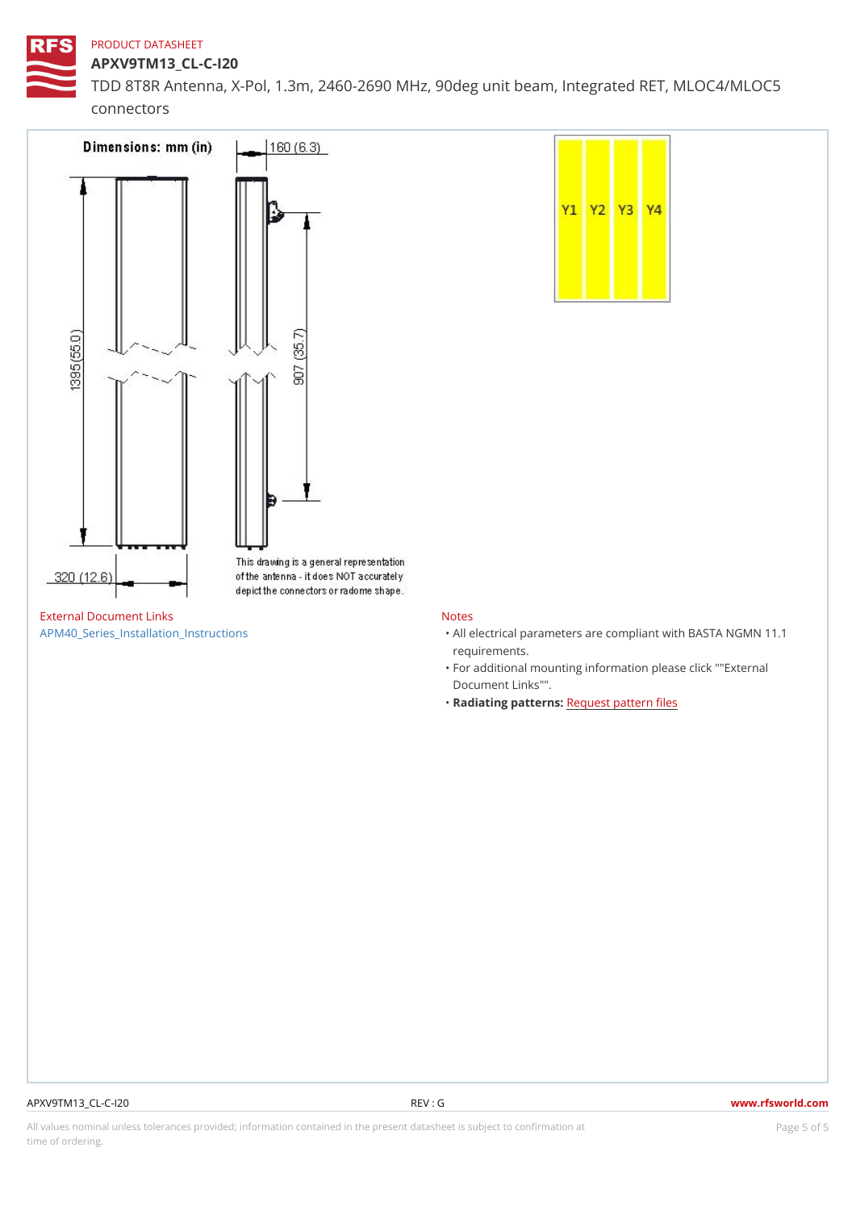PRODUCT DATASHEET

# APXV9TM13_CL-C-I20

TDD 8T8R Antenna, X-Pol, 1.3m, 2460-2690 MHz, 90deg unit beam, Integrated RET, MLOC4/MLOC5 connectors

Dimensions: mm (in)

160 (6.3)

1395 (55.0)

907 (35.7)

320 (12.6)

This drawing is a general representation of the antenna - it does NOT accurately depict the connectors or radome shape.

Y1 Y2 Y3 Y4

External Document Links

APM40_Series_Installation_Instructions

Notes

- All electrical parameters are compliant with BASTA NGMN 11.1 requirements.
- For additional mounting information please click ""External Document Links"".
- **Radiating patterns:** Request pattern files

All values nominal unless tolerances provided; information contained in the present datasheet is subject to confirmation at time of ordering.